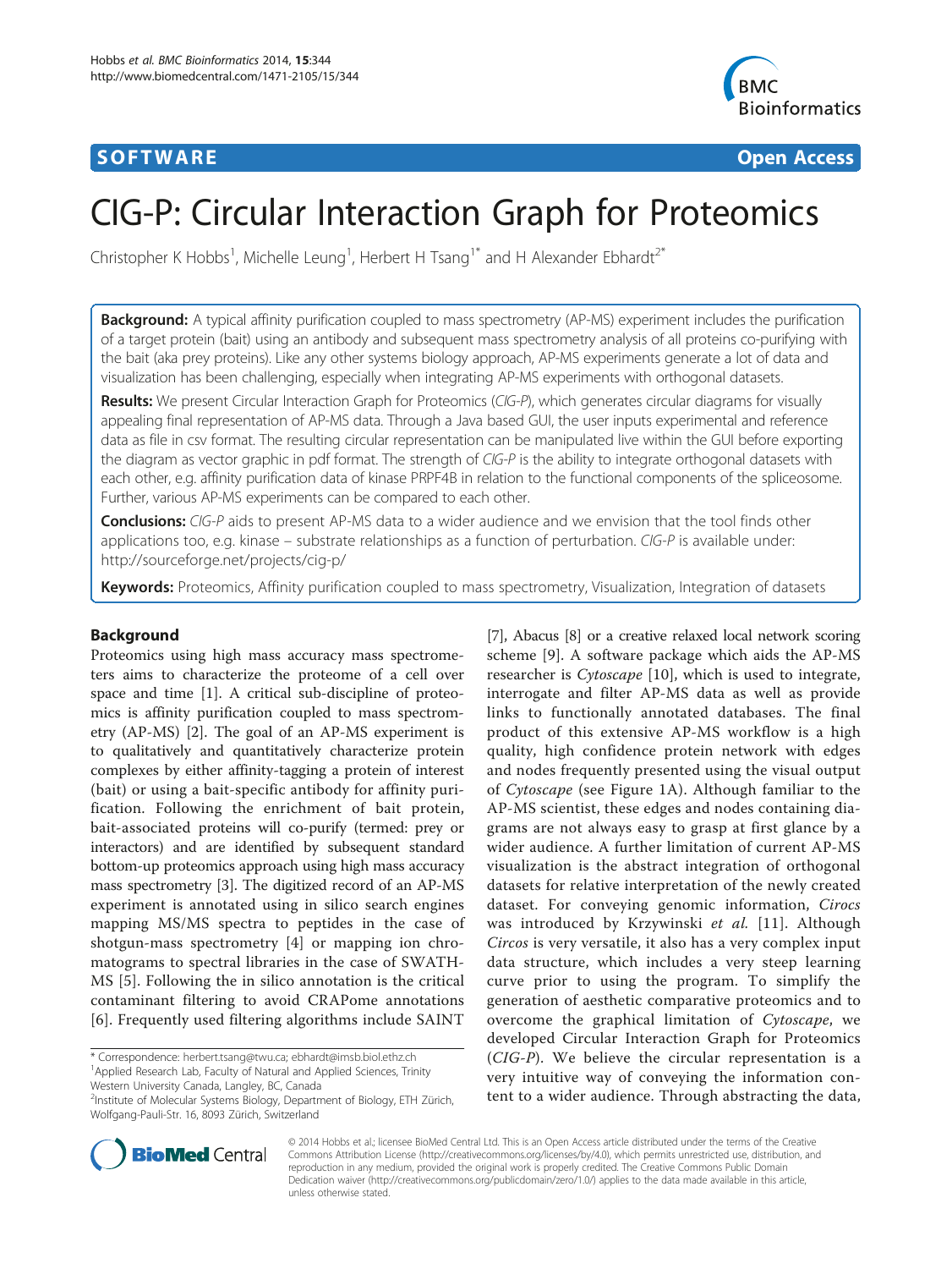**SOFTWARE** **Open Access**

# CIG-P: Circular Interaction Graph for Proteomics

Christopher K Hobbs[1], Michelle Leung[1], Herbert H Tsang[1*] and H Alexander Ebhardt[2*]

**Background:** A typical affinity purification coupled to mass spectrometry (AP-MS) experiment includes the purification of a target protein (bait) using an antibody and subsequent mass spectrometry analysis of all proteins co-purifying with the bait (aka prey proteins). Like any other systems biology approach, AP-MS experiments generate a lot of data and visualization has been challenging, especially when integrating AP-MS experiments with orthogonal datasets.

**Results:** We present Circular Interaction Graph for Proteomics (*CIG-P*), which generates circular diagrams for visually appealing final representation of AP-MS data. Through a Java based GUI, the user inputs experimental and reference data as file in csv format. The resulting circular representation can be manipulated live within the GUI before exporting the diagram as vector graphic in pdf format. The strength of *CIG-P* is the ability to integrate orthogonal datasets with each other, e.g. affinity purification data of kinase PRPF4B in relation to the functional components of the spliceosome. Further, various AP-MS experiments can be compared to each other.

**Conclusions:** *CIG-P* aids to present AP-MS data to a wider audience and we envision that the tool finds other applications too, e.g. kinase – substrate relationships as a function of perturbation. *CIG-P* is available under: http://sourceforge.net/projects/cig-p/

**Keywords:** Proteomics, Affinity purification coupled to mass spectrometry, Visualization, Integration of datasets

## Background

Proteomics using high mass accuracy mass spectrometers aims to characterize the proteome of a cell over space and time [1]. A critical sub-discipline of proteomics is affinity purification coupled to mass spectrometry (AP-MS) [2]. The goal of an AP-MS experiment is to qualitatively and quantitatively characterize protein complexes by either affinity-tagging a protein of interest (bait) or using a bait-specific antibody for affinity purification. Following the enrichment of bait protein, bait-associated proteins will co-purify (termed: prey or interactors) and are identified by subsequent standard bottom-up proteomics approach using high mass accuracy mass spectrometry [3]. The digitized record of an AP-MS experiment is annotated using in silico search engines mapping MS/MS spectra to peptides in the case of shotgun-mass spectrometry [4] or mapping ion chromatograms to spectral libraries in the case of SWATH-MS [5]. Following the in silico annotation is the critical contaminant filtering to avoid CRAPome annotations [6]. Frequently used filtering algorithms include SAINT [7], Abacus [8] or a creative relaxed local network scoring scheme [9]. A software package which aids the AP-MS researcher is *Cytoscape* [10], which is used to integrate, interrogate and filter AP-MS data as well as provide links to functionally annotated databases. The final product of this extensive AP-MS workflow is a high quality, high confidence protein network with edges and nodes frequently presented using the visual output of *Cytoscape* (see Figure 1A). Although familiar to the AP-MS scientist, these edges and nodes containing diagrams are not always easy to grasp at first glance by a wider audience. A further limitation of current AP-MS visualization is the abstract integration of orthogonal datasets for relative interpretation of the newly created dataset. For conveying genomic information, *Circos* was introduced by Krzywinski *et al.* [11]. Although *Circos* is very versatile, it also has a very complex input data structure, which includes a very steep learning curve prior to using the program. To simplify the generation of aesthetic comparative proteomics and to overcome the graphical limitation of *Cytoscape*, we developed Circular Interaction Graph for Proteomics (*CIG-P*). We believe the circular representation is a very intuitive way of conveying the information content to a wider audience. Through abstracting the data,

\* Correspondence: herbert.tsang@twu.ca; ebhardt@imsb.biol.ethz.ch
[1]Applied Research Lab, Faculty of Natural and Applied Sciences, Trinity Western University Canada, Langley, BC, Canada
[2]Institute of Molecular Systems Biology, Department of Biology, ETH Zürich, Wolfgang-Pauli-Str. 16, 8093 Zürich, Switzerland

© 2014 Hobbs et al.; licensee BioMed Central Ltd. This is an Open Access article distributed under the terms of the Creative Commons Attribution License (http://creativecommons.org/licenses/by/4.0), which permits unrestricted use, distribution, and reproduction in any medium, provided the original work is properly credited. The Creative Commons Public Domain Dedication waiver (http://creativecommons.org/publicdomain/zero/1.0/) applies to the data made available in this article, unless otherwise stated.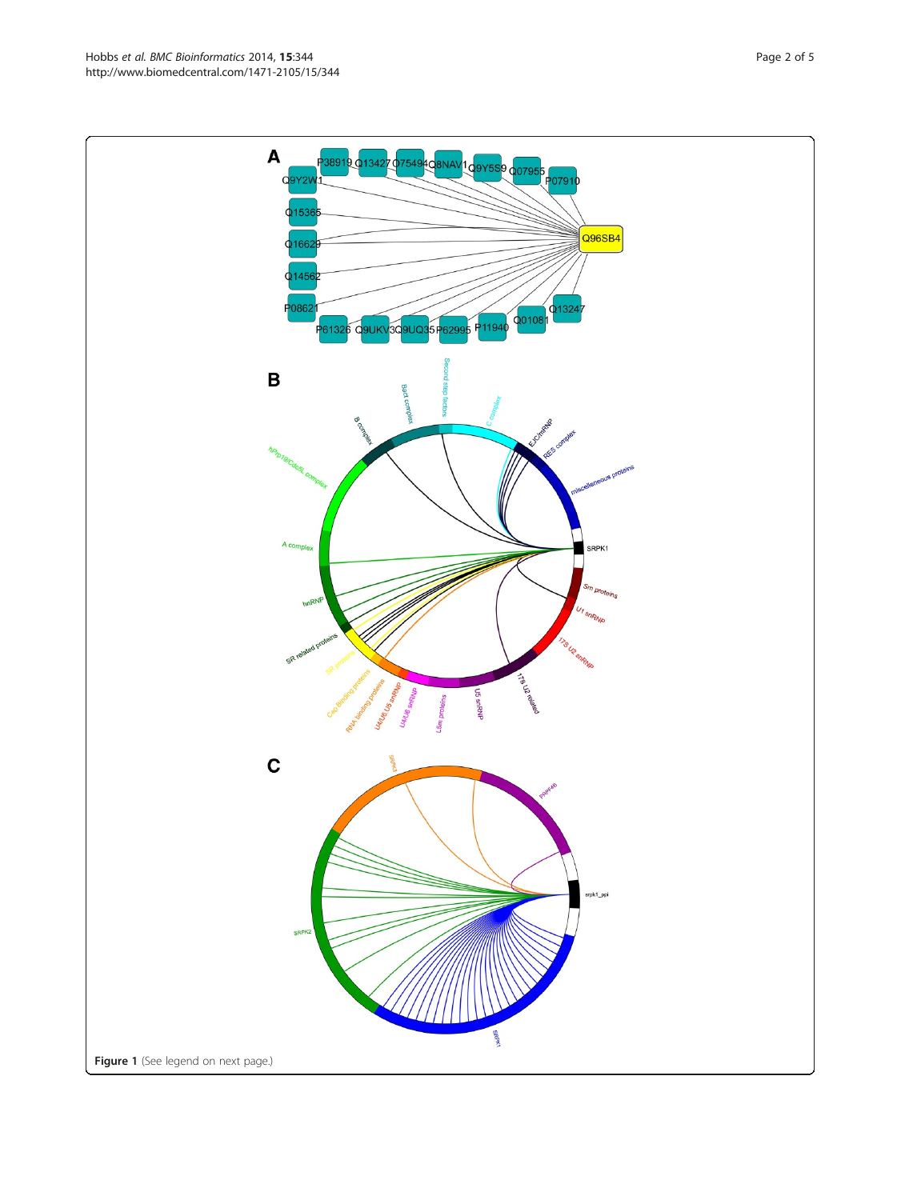Figure 1 (See legend on next page.)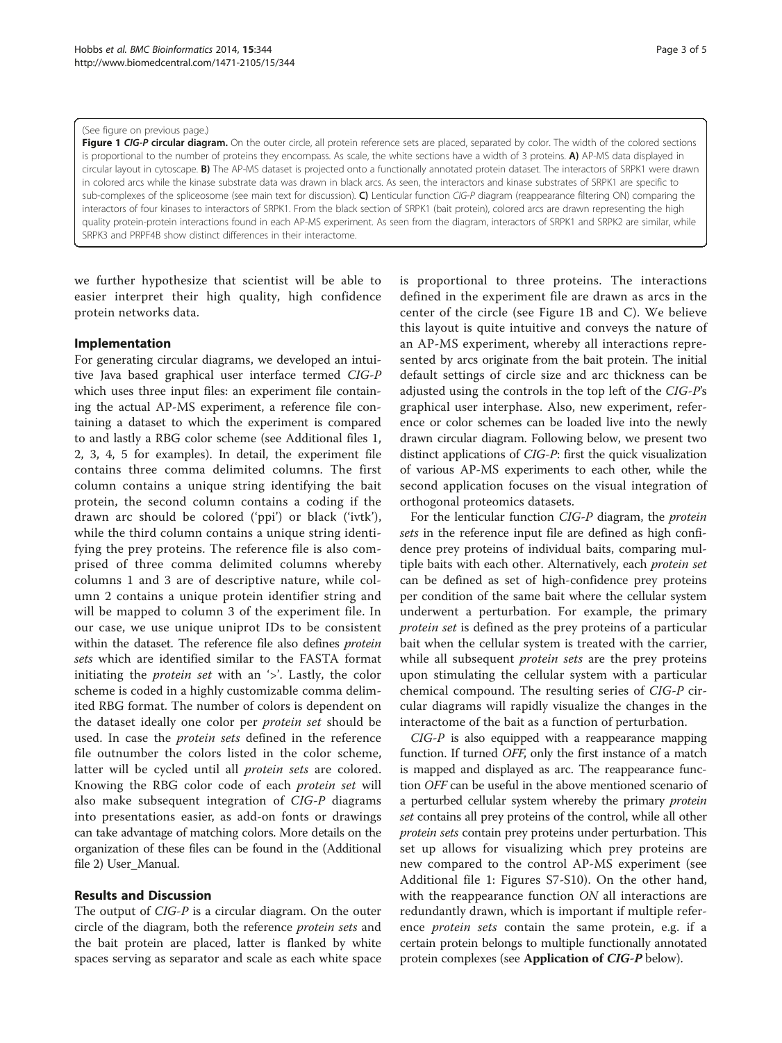(See figure on previous page.)

**Figure 1** ***CIG-P* circular diagram.** On the outer circle, all protein reference sets are placed, separated by color. The width of the colored sections is proportional to the number of proteins they encompass. As scale, the white sections have a width of 3 proteins. **A)** AP-MS data displayed in circular layout in cytoscape. **B)** The AP-MS dataset is projected onto a functionally annotated protein dataset. The interactors of SRPK1 were drawn in colored arcs while the kinase substrate data was drawn in black arcs. As seen, the interactors and kinase substrates of SRPK1 are specific to sub-complexes of the spliceosome (see main text for discussion). **C)** Lenticular function *CIG-P* diagram (reappearance filtering ON) comparing the interactors of four kinases to interactors of SRPK1. From the black section of SRPK1 (bait protein), colored arcs are drawn representing the high quality protein-protein interactions found in each AP-MS experiment. As seen from the diagram, interactors of SRPK1 and SRPK2 are similar, while SRPK3 and PRPF4B show distinct differences in their interactome.

we further hypothesize that scientist will be able to easier interpret their high quality, high confidence protein networks data.

## Implementation

For generating circular diagrams, we developed an intuitive Java based graphical user interface termed *CIG-P* which uses three input files: an experiment file containing the actual AP-MS experiment, a reference file containing a dataset to which the experiment is compared to and lastly a RBG color scheme (see Additional files 1, 2, 3, 4, 5 for examples). In detail, the experiment file contains three comma delimited columns. The first column contains a unique string identifying the bait protein, the second column contains a coding if the drawn arc should be colored ('ppi') or black ('ivtk'), while the third column contains a unique string identifying the prey proteins. The reference file is also comprised of three comma delimited columns whereby columns 1 and 3 are of descriptive nature, while column 2 contains a unique protein identifier string and will be mapped to column 3 of the experiment file. In our case, we use unique uniprot IDs to be consistent within the dataset. The reference file also defines *protein sets* which are identified similar to the FASTA format initiating the *protein set* with an '>'. Lastly, the color scheme is coded in a highly customizable comma delimited RBG format. The number of colors is dependent on the dataset ideally one color per *protein set* should be used. In case the *protein sets* defined in the reference file outnumber the colors listed in the color scheme, latter will be cycled until all *protein sets* are colored. Knowing the RBG color code of each *protein set* will also make subsequent integration of *CIG-P* diagrams into presentations easier, as add-on fonts or drawings can take advantage of matching colors. More details on the organization of these files can be found in the (Additional file 2) User_Manual.

## Results and Discussion

The output of *CIG-P* is a circular diagram. On the outer circle of the diagram, both the reference *protein sets* and the bait protein are placed, latter is flanked by white spaces serving as separator and scale as each white space is proportional to three proteins. The interactions defined in the experiment file are drawn as arcs in the center of the circle (see Figure 1B and C). We believe this layout is quite intuitive and conveys the nature of an AP-MS experiment, whereby all interactions represented by arcs originate from the bait protein. The initial default settings of circle size and arc thickness can be adjusted using the controls in the top left of the *CIG-P*'s graphical user interphase. Also, new experiment, reference or color schemes can be loaded live into the newly drawn circular diagram. Following below, we present two distinct applications of *CIG-P*: first the quick visualization of various AP-MS experiments to each other, while the second application focuses on the visual integration of orthogonal proteomics datasets.

For the lenticular function *CIG-P* diagram, the *protein sets* in the reference input file are defined as high confidence prey proteins of individual baits, comparing multiple baits with each other. Alternatively, each *protein set* can be defined as set of high-confidence prey proteins per condition of the same bait where the cellular system underwent a perturbation. For example, the primary *protein set* is defined as the prey proteins of a particular bait when the cellular system is treated with the carrier, while all subsequent *protein sets* are the prey proteins upon stimulating the cellular system with a particular chemical compound. The resulting series of *CIG-P* circular diagrams will rapidly visualize the changes in the interactome of the bait as a function of perturbation.

*CIG-P* is also equipped with a reappearance mapping function. If turned *OFF*, only the first instance of a match is mapped and displayed as arc. The reappearance function *OFF* can be useful in the above mentioned scenario of a perturbed cellular system whereby the primary *protein set* contains all prey proteins of the control, while all other *protein sets* contain prey proteins under perturbation. This set up allows for visualizing which prey proteins are new compared to the control AP-MS experiment (see Additional file 1: Figures S7-S10). On the other hand, with the reappearance function *ON* all interactions are redundantly drawn, which is important if multiple reference *protein sets* contain the same protein, e.g. if a certain protein belongs to multiple functionally annotated protein complexes (see **Application of *CIG-P*** below).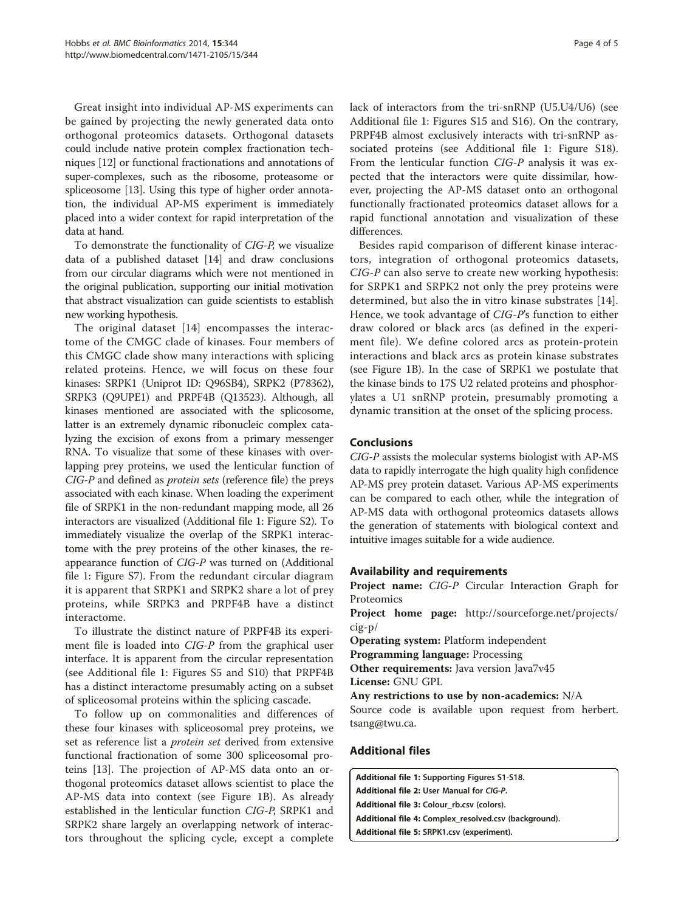Great insight into individual AP-MS experiments can be gained by projecting the newly generated data onto orthogonal proteomics datasets. Orthogonal datasets could include native protein complex fractionation techniques [12] or functional fractionations and annotations of super-complexes, such as the ribosome, proteasome or spliceosome [13]. Using this type of higher order annotation, the individual AP-MS experiment is immediately placed into a wider context for rapid interpretation of the data at hand.

To demonstrate the functionality of *CIG-P*, we visualize data of a published dataset [14] and draw conclusions from our circular diagrams which were not mentioned in the original publication, supporting our initial motivation that abstract visualization can guide scientists to establish new working hypothesis.

The original dataset [14] encompasses the interactome of the CMGC clade of kinases. Four members of this CMGC clade show many interactions with splicing related proteins. Hence, we will focus on these four kinases: SRPK1 (Uniprot ID: Q96SB4), SRPK2 (P78362), SRPK3 (Q9UPE1) and PRPF4B (Q13523). Although, all kinases mentioned are associated with the splicosome, latter is an extremely dynamic ribonucleic complex catalyzing the excision of exons from a primary messenger RNA. To visualize that some of these kinases with overlapping prey proteins, we used the lenticular function of *CIG-P* and defined as *protein sets* (reference file) the preys associated with each kinase. When loading the experiment file of SRPK1 in the non-redundant mapping mode, all 26 interactors are visualized (Additional file 1: Figure S2). To immediately visualize the overlap of the SRPK1 interactome with the prey proteins of the other kinases, the reappearance function of *CIG-P* was turned on (Additional file 1: Figure S7). From the redundant circular diagram it is apparent that SRPK1 and SRPK2 share a lot of prey proteins, while SRPK3 and PRPF4B have a distinct interactome.

To illustrate the distinct nature of PRPF4B its experiment file is loaded into *CIG-P* from the graphical user interface. It is apparent from the circular representation (see Additional file 1: Figures S5 and S10) that PRPF4B has a distinct interactome presumably acting on a subset of spliceosomal proteins within the splicing cascade.

To follow up on commonalities and differences of these four kinases with spliceosomal prey proteins, we set as reference list a *protein set* derived from extensive functional fractionation of some 300 spliceosomal proteins [13]. The projection of AP-MS data onto an orthogonal proteomics dataset allows scientist to place the AP-MS data into context (see Figure 1B). As already established in the lenticular function *CIG-P*, SRPK1 and SRPK2 share largely an overlapping network of interactors throughout the splicing cycle, except a complete lack of interactors from the tri-snRNP (U5.U4/U6) (see Additional file 1: Figures S15 and S16). On the contrary, PRPF4B almost exclusively interacts with tri-snRNP associated proteins (see Additional file 1: Figure S18). From the lenticular function *CIG-P* analysis it was expected that the interactors were quite dissimilar, however, projecting the AP-MS dataset onto an orthogonal functionally fractionated proteomics dataset allows for a rapid functional annotation and visualization of these differences.

Besides rapid comparison of different kinase interactors, integration of orthogonal proteomics datasets, *CIG-P* can also serve to create new working hypothesis: for SRPK1 and SRPK2 not only the prey proteins were determined, but also the in vitro kinase substrates [14]. Hence, we took advantage of *CIG-P*'s function to either draw colored or black arcs (as defined in the experiment file). We define colored arcs as protein-protein interactions and black arcs as protein kinase substrates (see Figure 1B). In the case of SRPK1 we postulate that the kinase binds to 17S U2 related proteins and phosphorylates a U1 snRNP protein, presumably promoting a dynamic transition at the onset of the splicing process.

## Conclusions

*CIG-P* assists the molecular systems biologist with AP-MS data to rapidly interrogate the high quality high confidence AP-MS prey protein dataset. Various AP-MS experiments can be compared to each other, while the integration of AP-MS data with orthogonal proteomics datasets allows the generation of statements with biological context and intuitive images suitable for a wide audience.

## Availability and requirements

**Project name:** *CIG-P* Circular Interaction Graph for Proteomics

**Project home page:** http://sourceforge.net/projects/cig-p/

**Operating system:** Platform independent

**Programming language:** Processing

**Other requirements:** Java version Java7v45

**License:** GNU GPL

**Any restrictions to use by non-academics:** N/A

Source code is available upon request from herbert.tsang@twu.ca.

## Additional files

**Additional file 1: Supporting Figures S1-S18.**
**Additional file 2: User Manual for *CIG-P*.**
**Additional file 3: Colour_rb.csv (colors).**
**Additional file 4: Complex_resolved.csv (background).**
**Additional file 5: SRPK1.csv (experiment).**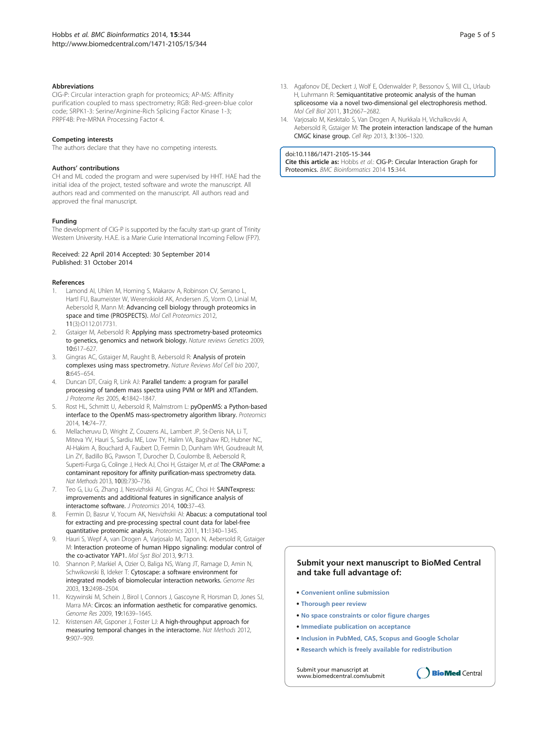### Abbreviations

CIG-P: Circular interaction graph for proteomics; AP-MS: Affinity purification coupled to mass spectrometry; RGB: Red-green-blue color code; SRPK1-3: Serine/Arginine-Rich Splicing Factor Kinase 1-3; PRPF4B: Pre-MRNA Processing Factor 4.

### Competing interests

The authors declare that they have no competing interests.

### Authors' contributions

CH and ML coded the program and were supervised by HHT. HAE had the initial idea of the project, tested software and wrote the manuscript. All authors read and commented on the manuscript. All authors read and approved the final manuscript.

### Funding

The development of CIG-P is supported by the faculty start-up grant of Trinity Western University. H.A.E. is a Marie Curie International Incoming Fellow (FP7).

Received: 22 April 2014 Accepted: 30 September 2014
Published: 31 October 2014

### References

1. Lamond AI, Uhlen M, Horning S, Makarov A, Robinson CV, Serrano L, Hartl FU, Baumeister W, Werenskiold AK, Andersen JS, Vorm O, Linial M, Aebersold R, Mann M: **Advancing cell biology through proteomics in space and time (PROSPECTS).** *Mol Cell Proteomics* 2012, **11**(3):O112.017731.
2. Gstaiger M, Aebersold R: **Applying mass spectrometry-based proteomics to genetics, genomics and network biology.** *Nature reviews Genetics* 2009, **10**:617–627.
3. Gingras AC, Gstaiger M, Raught B, Aebersold R: **Analysis of protein complexes using mass spectrometry.** *Nature Reviews Mol Cell bio* 2007, **8**:645–654.
4. Duncan DT, Craig R, Link AJ: **Parallel tandem: a program for parallel processing of tandem mass spectra using PVM or MPI and X!Tandem.** *J Proteome Res* 2005, **4**:1842–1847.
5. Rost HL, Schmitt U, Aebersold R, Malmstrom L: **pyOpenMS: a Python-based interface to the OpenMS mass-spectrometry algorithm library.** *Proteomics* 2014, **14**:74–77.
6. Mellacheruvu D, Wright Z, Couzens AL, Lambert JP, St-Denis NA, Li T, Miteva YV, Hauri S, Sardiu ME, Low TY, Halim VA, Bagshaw RD, Hubner NC, Al-Hakim A, Bouchard A, Faubert D, Fermin D, Dunham WH, Goudreault M, Lin ZY, Badillo BG, Pawson T, Durocher D, Coulombe B, Aebersold R, Superti-Furga G, Colinge J, Heck AJ, Choi H, Gstaiger M, *et al*: **The CRAPome: a contaminant repository for affinity purification-mass spectrometry data.** *Nat Methods* 2013, **10**(8):730–736.
7. Teo G, Liu G, Zhang J, Nesvizhskii AI, Gingras AC, Choi H: **SAINTexpress: improvements and additional features in significance analysis of interactome software.** *J Proteomics* 2014, **100**:37–43.
8. Fermin D, Basrur V, Yocum AK, Nesvizhskii AI: **Abacus: a computational tool for extracting and pre-processing spectral count data for label-free quantitative proteomic analysis.** *Proteomics* 2011, **11**:1340–1345.
9. Hauri S, Wepf A, van Drogen A, Varjosalo M, Tapon N, Aebersold R, Gstaiger M: **Interaction proteome of human Hippo signaling: modular control of the co-activator YAP1.** *Mol Syst Biol* 2013, **9**:713.
10. Shannon P, Markiel A, Ozier O, Baliga NS, Wang JT, Ramage D, Amin N, Schwikowski B, Ideker T: **Cytoscape: a software environment for integrated models of biomolecular interaction networks.** *Genome Res* 2003, **13**:2498–2504.
11. Krzywinski M, Schein J, Birol I, Connors J, Gascoyne R, Horsman D, Jones SJ, Marra MA: **Circos: an information aesthetic for comparative genomics.** *Genome Res* 2009, **19**:1639–1645.
12. Kristensen AR, Gsponer J, Foster LJ: **A high-throughput approach for measuring temporal changes in the interactome.** *Nat Methods* 2012, **9**:907–909.
13. Agafonov DE, Deckert J, Wolf E, Odenwalder P, Bessonov S, Will CL, Urlaub H, Luhrmann R: **Semiquantitative proteomic analysis of the human spliceosome via a novel two-dimensional gel electrophoresis method.** *Mol Cell Biol* 2011, **31**:2667–2682.
14. Varjosalo M, Keskitalo S, Van Drogen A, Nurkkala H, Vichalkovski A, Aebersold R, Gstaiger M: **The protein interaction landscape of the human CMGC kinase group.** *Cell Rep* 2013, **3**:1306–1320.

doi:10.1186/1471-2105-15-344
**Cite this article as:** Hobbs *et al.*: CIG-P: Circular Interaction Graph for Proteomics. *BMC Bioinformatics* 2014 **15**:344.

**Submit your next manuscript to BioMed Central and take full advantage of:**

- Convenient online submission
- Thorough peer review
- No space constraints or color figure charges
- Immediate publication on acceptance
- Inclusion in PubMed, CAS, Scopus and Google Scholar
- Research which is freely available for redistribution

Submit your manuscript at
www.biomedcentral.com/submit

BioMed Central